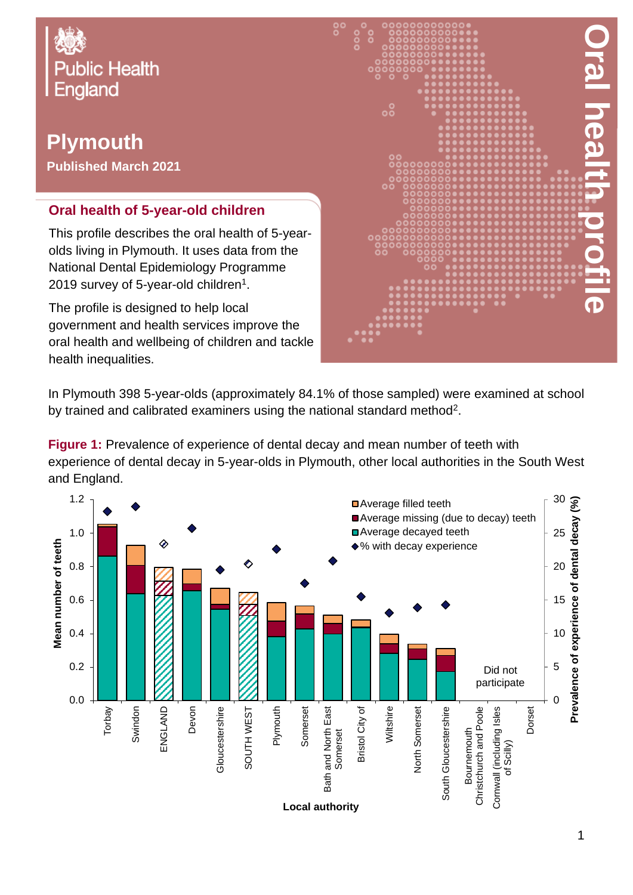Public Health England

# Plymouth

**Published March 2021**

# Oral health profile

## Oral health of 5-year-old children

This profile describes the oral health of 5-year-olds living in Plymouth. It uses data from the National Dental Epidemiology Programme 2019 survey of 5-year-old children[1].

The profile is designed to help local government and health services improve the oral health and wellbeing of children and tackle health inequalities.

In Plymouth 398 5-year-olds (approximately 84.1% of those sampled) were examined at school by trained and calibrated examiners using the national standard method[2].

**Figure 1:** Prevalence of experience of dental decay and mean number of teeth with experience of dental decay in 5-year-olds in Plymouth, other local authorities in the South West and England.

Legend: Average filled teeth; Average missing (due to decay) teeth; Average decayed teeth; % with decay experience

Y-axis (left): Mean number of teeth (0.0–1.2). Y-axis (right): Prevalence of experience of dental decay (%) (0–30). X-axis: Local authority.

Local authorities shown: Torbay, Swindon, ENGLAND, Devon, Gloucestershire, SOUTH WEST, Plymouth, Somerset, Bath and North East Somerset, Bristol City of, Wiltshire, North Somerset, South Gloucestershire, Bournemouth Christchurch and Poole, Cornwall (including Isles of Scilly), Dorset

Did not participate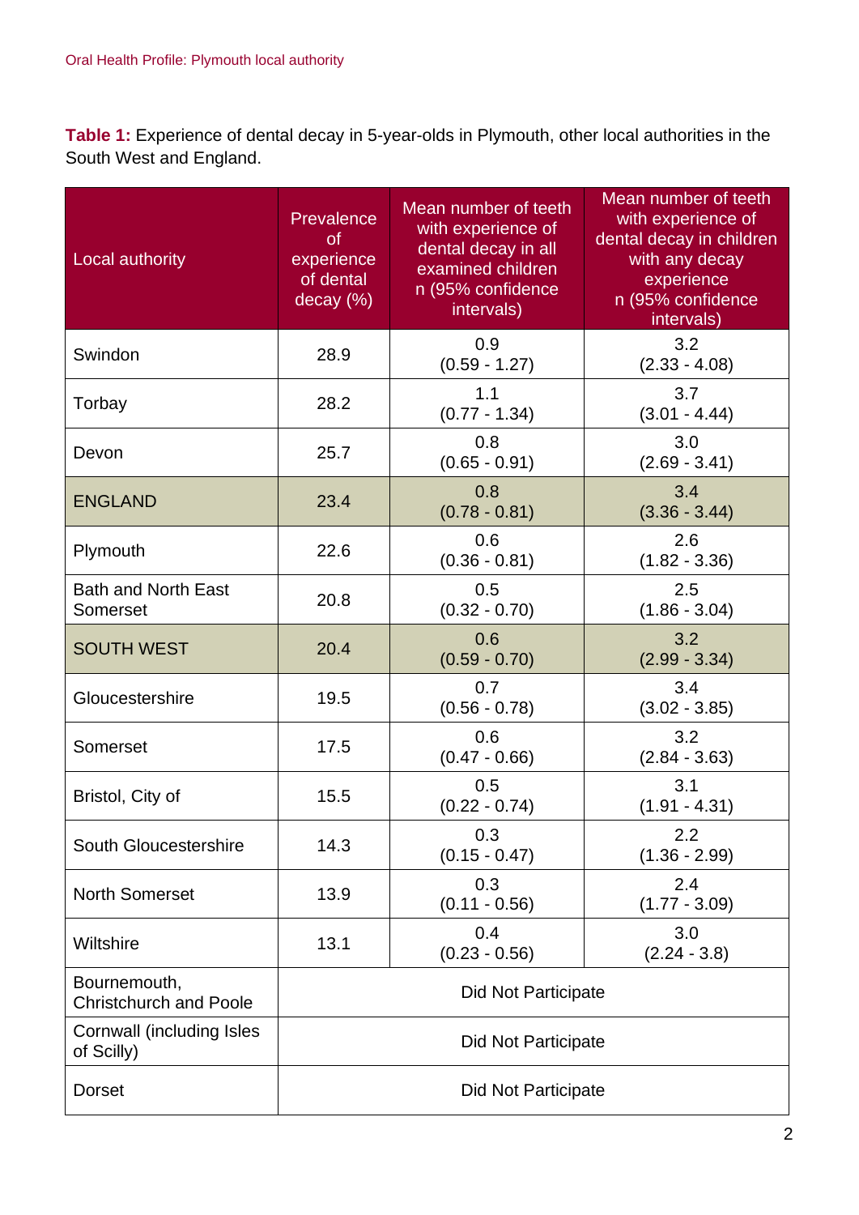**Table 1:** Experience of dental decay in 5-year-olds in Plymouth, other local authorities in the South West and England.

| Local authority | Prevalence of experience of dental decay (%) | Mean number of teeth with experience of dental decay in all examined children n (95% confidence intervals) | Mean number of teeth with experience of dental decay in children with any decay experience n (95% confidence intervals) |
|---|---|---|---|
| Swindon | 28.9 | 0.9 (0.59 - 1.27) | 3.2 (2.33 - 4.08) |
| Torbay | 28.2 | 1.1 (0.77 - 1.34) | 3.7 (3.01 - 4.44) |
| Devon | 25.7 | 0.8 (0.65 - 0.91) | 3.0 (2.69 - 3.41) |
| ENGLAND | 23.4 | 0.8 (0.78 - 0.81) | 3.4 (3.36 - 3.44) |
| Plymouth | 22.6 | 0.6 (0.36 - 0.81) | 2.6 (1.82 - 3.36) |
| Bath and North East Somerset | 20.8 | 0.5 (0.32 - 0.70) | 2.5 (1.86 - 3.04) |
| SOUTH WEST | 20.4 | 0.6 (0.59 - 0.70) | 3.2 (2.99 - 3.34) |
| Gloucestershire | 19.5 | 0.7 (0.56 - 0.78) | 3.4 (3.02 - 3.85) |
| Somerset | 17.5 | 0.6 (0.47 - 0.66) | 3.2 (2.84 - 3.63) |
| Bristol, City of | 15.5 | 0.5 (0.22 - 0.74) | 3.1 (1.91 - 4.31) |
| South Gloucestershire | 14.3 | 0.3 (0.15 - 0.47) | 2.2 (1.36 - 2.99) |
| North Somerset | 13.9 | 0.3 (0.11 - 0.56) | 2.4 (1.77 - 3.09) |
| Wiltshire | 13.1 | 0.4 (0.23 - 0.56) | 3.0 (2.24 - 3.8) |
| Bournemouth, Christchurch and Poole | Did Not Participate | | |
| Cornwall (including Isles of Scilly) | Did Not Participate | | |
| Dorset | Did Not Participate | | |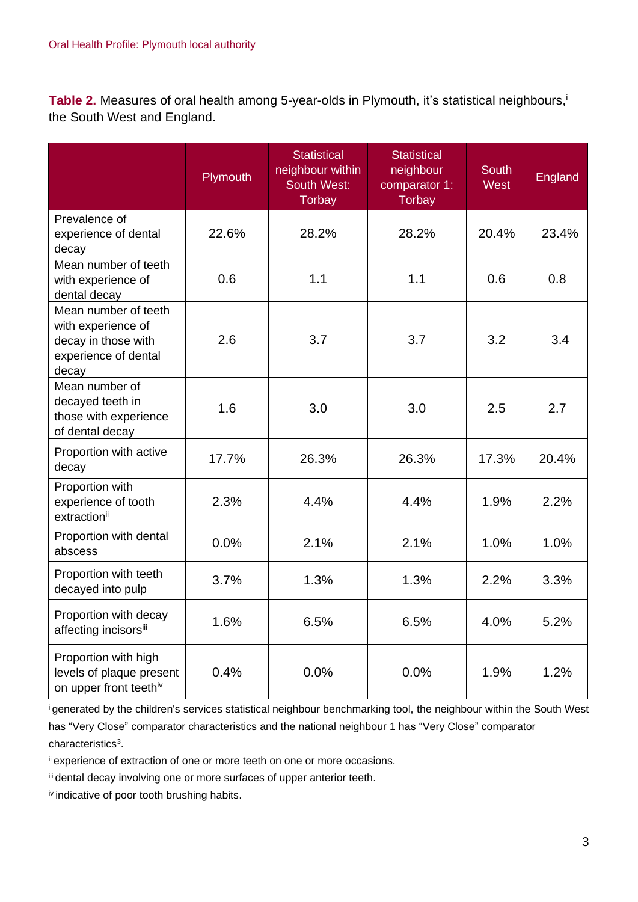**Table 2.** Measures of oral health among 5-year-olds in Plymouth, it's statistical neighbours,[i] the South West and England.

| | Plymouth | Statistical neighbour within South West: Torbay | Statistical neighbour comparator 1: Torbay | South West | England |
|---|---|---|---|---|---|
| Prevalence of experience of dental decay | 22.6% | 28.2% | 28.2% | 20.4% | 23.4% |
| Mean number of teeth with experience of dental decay | 0.6 | 1.1 | 1.1 | 0.6 | 0.8 |
| Mean number of teeth with experience of decay in those with experience of dental decay | 2.6 | 3.7 | 3.7 | 3.2 | 3.4 |
| Mean number of decayed teeth in those with experience of dental decay | 1.6 | 3.0 | 3.0 | 2.5 | 2.7 |
| Proportion with active decay | 17.7% | 26.3% | 26.3% | 17.3% | 20.4% |
| Proportion with experience of tooth extraction[ii] | 2.3% | 4.4% | 4.4% | 1.9% | 2.2% |
| Proportion with dental abscess | 0.0% | 2.1% | 2.1% | 1.0% | 1.0% |
| Proportion with teeth decayed into pulp | 3.7% | 1.3% | 1.3% | 2.2% | 3.3% |
| Proportion with decay affecting incisors[iii] | 1.6% | 6.5% | 6.5% | 4.0% | 5.2% |
| Proportion with high levels of plaque present on upper front teeth[iv] | 0.4% | 0.0% | 0.0% | 1.9% | 1.2% |

[i] generated by the children's services statistical neighbour benchmarking tool, the neighbour within the South West has "Very Close" comparator characteristics and the national neighbour 1 has "Very Close" comparator characteristics[3].

[ii] experience of extraction of one or more teeth on one or more occasions.

[iii] dental decay involving one or more surfaces of upper anterior teeth.

[iv] indicative of poor tooth brushing habits.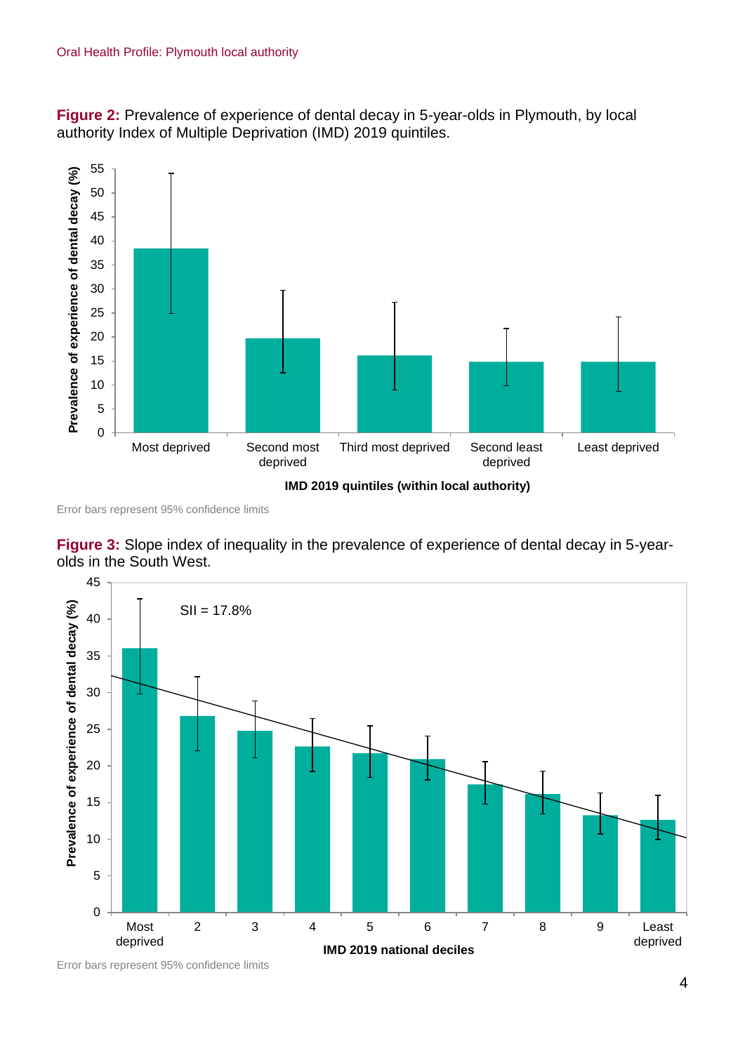**Figure 2:** Prevalence of experience of dental decay in 5-year-olds in Plymouth, by local authority Index of Multiple Deprivation (IMD) 2019 quintiles.

Error bars represent 95% confidence limits

**Figure 3:** Slope index of inequality in the prevalence of experience of dental decay in 5-year-olds in the South West.

Error bars represent 95% confidence limits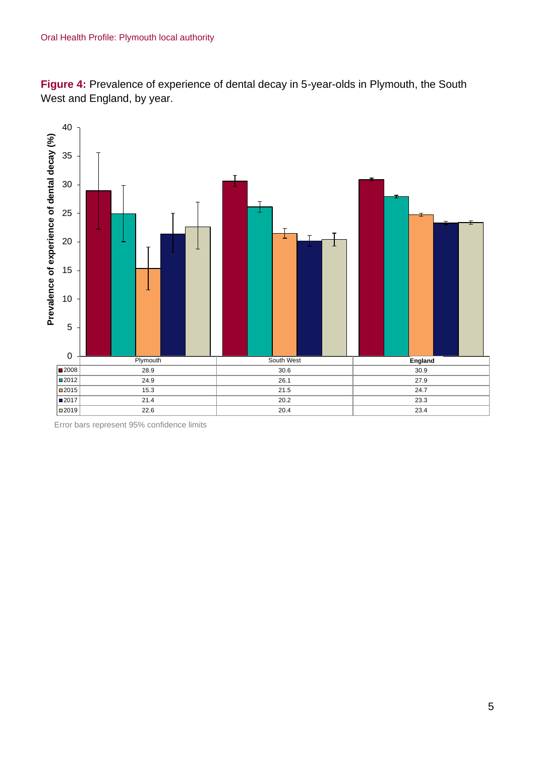**Figure 4:** Prevalence of experience of dental decay in 5-year-olds in Plymouth, the South West and England, by year.

| | Plymouth | South West | England |
|---|---|---|---|
| 2008 | 28.9 | 30.6 | 30.9 |
| 2012 | 24.9 | 26.1 | 27.9 |
| 2015 | 15.3 | 21.5 | 24.7 |
| 2017 | 21.4 | 20.2 | 23.3 |
| 2019 | 22.6 | 20.4 | 23.4 |

Error bars represent 95% confidence limits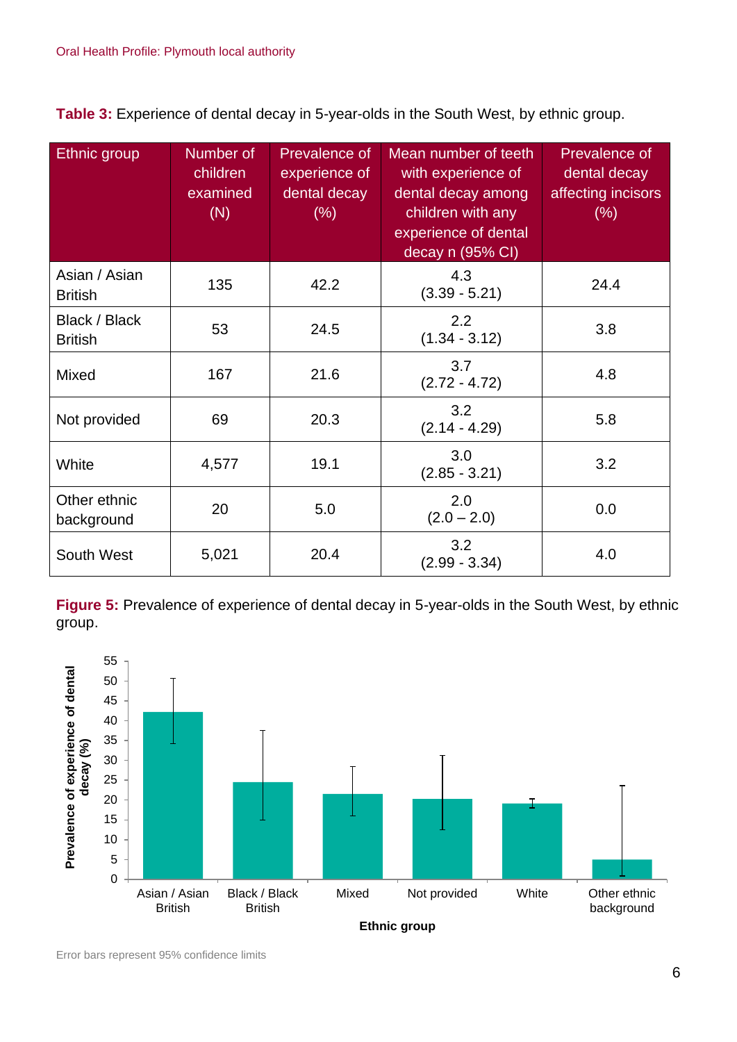**Table 3:** Experience of dental decay in 5-year-olds in the South West, by ethnic group.

| Ethnic group | Number of children examined (N) | Prevalence of experience of dental decay (%) | Mean number of teeth with experience of dental decay among children with any experience of dental decay n (95% CI) | Prevalence of dental decay affecting incisors (%) |
|---|---|---|---|---|
| Asian / Asian British | 135 | 42.2 | 4.3 (3.39 - 5.21) | 24.4 |
| Black / Black British | 53 | 24.5 | 2.2 (1.34 - 3.12) | 3.8 |
| Mixed | 167 | 21.6 | 3.7 (2.72 - 4.72) | 4.8 |
| Not provided | 69 | 20.3 | 3.2 (2.14 - 4.29) | 5.8 |
| White | 4,577 | 19.1 | 3.0 (2.85 - 3.21) | 3.2 |
| Other ethnic background | 20 | 5.0 | 2.0 (2.0 – 2.0) | 0.0 |
| South West | 5,021 | 20.4 | 3.2 (2.99 - 3.34) | 4.0 |

**Figure 5:** Prevalence of experience of dental decay in 5-year-olds in the South West, by ethnic group.

Error bars represent 95% confidence limits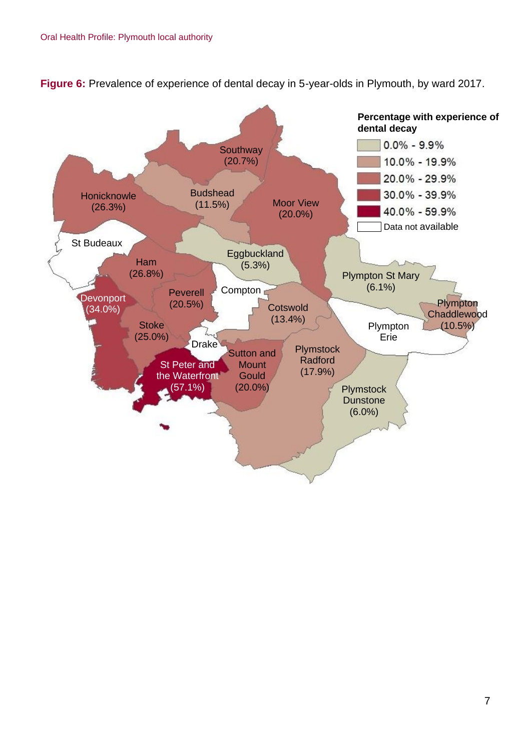**Figure 6:** Prevalence of experience of dental decay in 5-year-olds in Plymouth, by ward 2017.

**Percentage with experience of dental decay**

- 0.0% - 9.9%
- 10.0% - 19.9%
- 20.0% - 29.9%
- 30.0% - 39.9%
- 40.0% - 59.9%
- Data not available

| Ward | Percentage |
| --- | --- |
| Southway | 20.7% |
| Budshead | 11.5% |
| Honicknowle | 26.3% |
| Moor View | 20.0% |
| St Budeaux | Data not available |
| Ham | 26.8% |
| Eggbuckland | 5.3% |
| Devonport | 34.0% |
| Peverell | 20.5% |
| Compton | Data not available |
| Plympton St Mary | 6.1% |
| Cotswold | 13.4% |
| Plympton Chaddlewood | 10.5% |
| Stoke | 25.0% |
| Plympton Erie | Data not available |
| Drake | Data not available |
| Sutton and Mount Gould | 20.0% |
| Plymstock Radford | 17.9% |
| St Peter and the Waterfront | 57.1% |
| Plymstock Dunstone | 6.0% |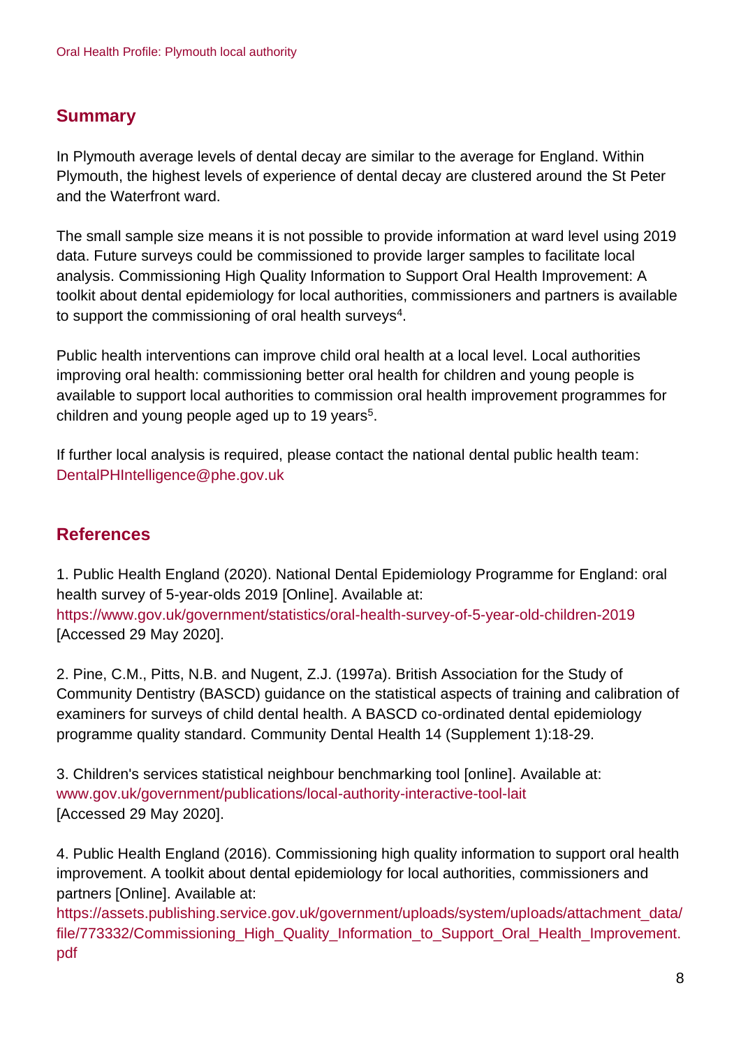## Summary

In Plymouth average levels of dental decay are similar to the average for England. Within Plymouth, the highest levels of experience of dental decay are clustered around the St Peter and the Waterfront ward.

The small sample size means it is not possible to provide information at ward level using 2019 data. Future surveys could be commissioned to provide larger samples to facilitate local analysis. Commissioning High Quality Information to Support Oral Health Improvement: A toolkit about dental epidemiology for local authorities, commissioners and partners is available to support the commissioning of oral health surveys[4].

Public health interventions can improve child oral health at a local level. Local authorities improving oral health: commissioning better oral health for children and young people is available to support local authorities to commission oral health improvement programmes for children and young people aged up to 19 years[5].

If further local analysis is required, please contact the national dental public health team: DentalPHIntelligence@phe.gov.uk

## References

1. Public Health England (2020). National Dental Epidemiology Programme for England: oral health survey of 5-year-olds 2019 [Online]. Available at: https://www.gov.uk/government/statistics/oral-health-survey-of-5-year-old-children-2019 [Accessed 29 May 2020].

2. Pine, C.M., Pitts, N.B. and Nugent, Z.J. (1997a). British Association for the Study of Community Dentistry (BASCD) guidance on the statistical aspects of training and calibration of examiners for surveys of child dental health. A BASCD co-ordinated dental epidemiology programme quality standard. Community Dental Health 14 (Supplement 1):18-29.

3. Children's services statistical neighbour benchmarking tool [online]. Available at: www.gov.uk/government/publications/local-authority-interactive-tool-lait [Accessed 29 May 2020].

4. Public Health England (2016). Commissioning high quality information to support oral health improvement. A toolkit about dental epidemiology for local authorities, commissioners and partners [Online]. Available at: https://assets.publishing.service.gov.uk/government/uploads/system/uploads/attachment_data/file/773332/Commissioning_High_Quality_Information_to_Support_Oral_Health_Improvement.pdf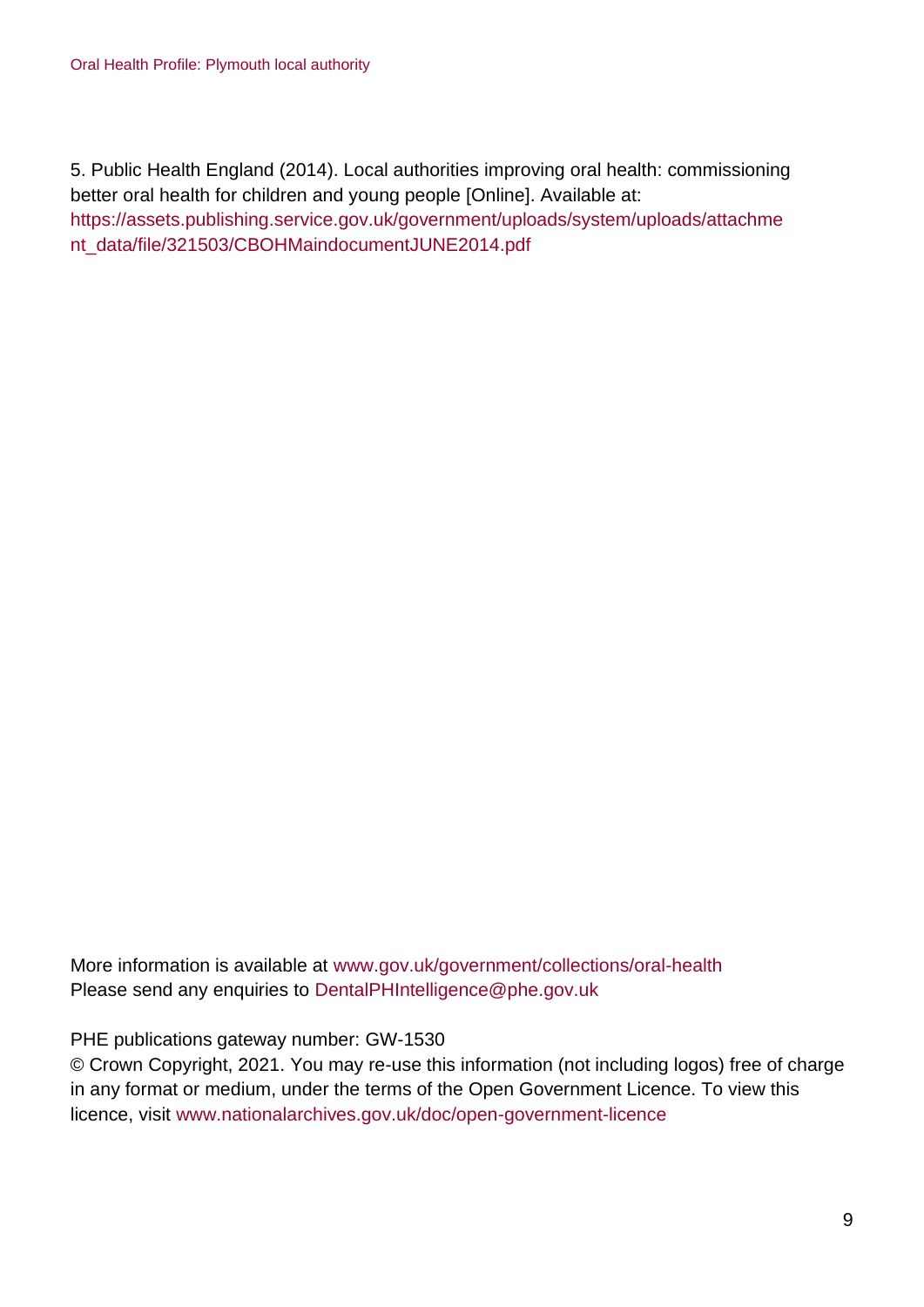5. Public Health England (2014). Local authorities improving oral health: commissioning better oral health for children and young people [Online]. Available at: https://assets.publishing.service.gov.uk/government/uploads/system/uploads/attachment_data/file/321503/CBOHMaindocumentJUNE2014.pdf

More information is available at www.gov.uk/government/collections/oral-health
Please send any enquiries to DentalPHIntelligence@phe.gov.uk

PHE publications gateway number: GW-1530
© Crown Copyright, 2021. You may re-use this information (not including logos) free of charge in any format or medium, under the terms of the Open Government Licence. To view this licence, visit www.nationalarchives.gov.uk/doc/open-government-licence